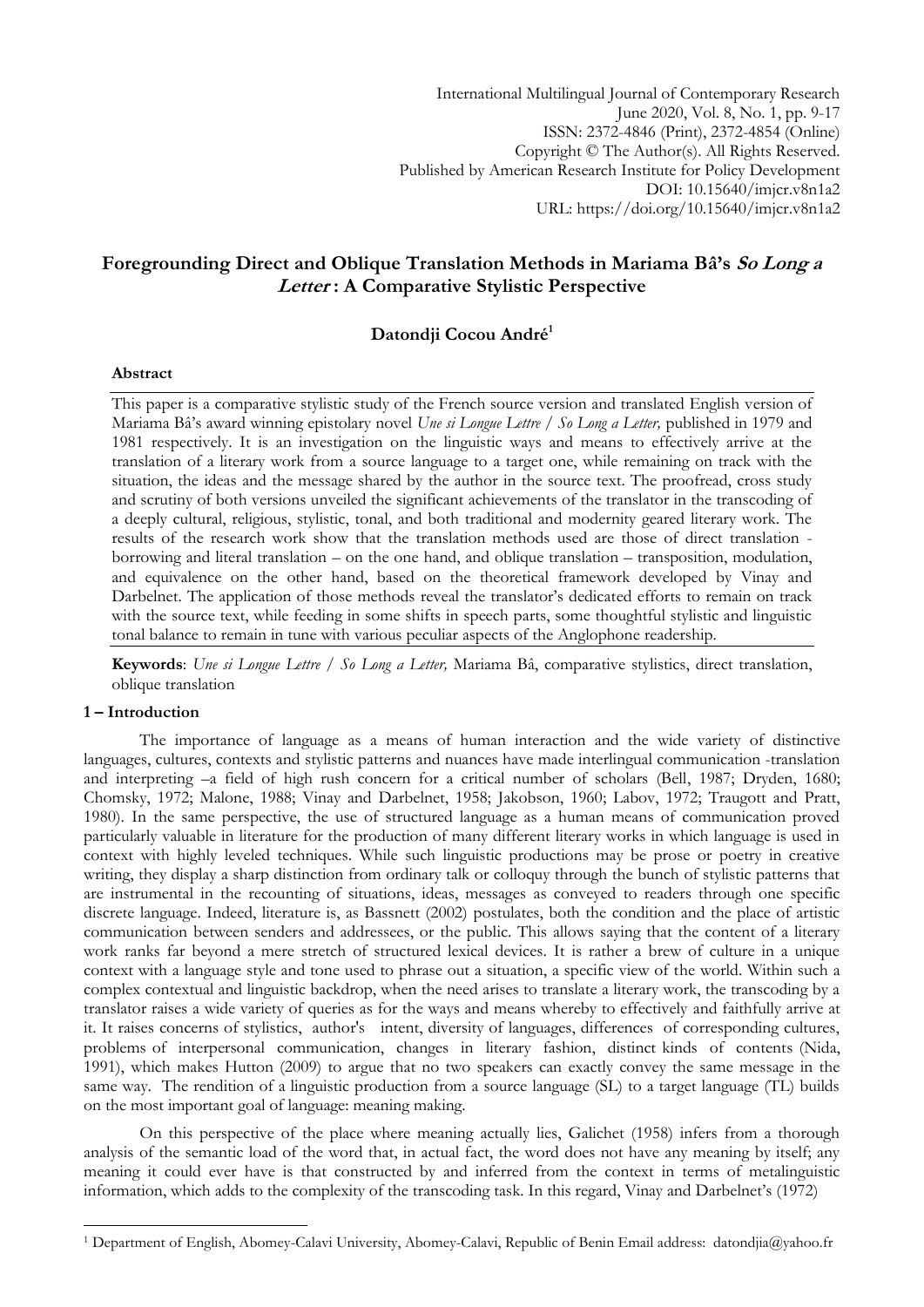International Multilingual Journal of Contemporary Research
June 2020, Vol. 8, No. 1, pp. 9-17
ISSN: 2372-4846 (Print), 2372-4854 (Online)
Copyright © The Author(s). All Rights Reserved.
Published by American Research Institute for Policy Development
DOI: 10.15640/imjcr.v8n1a2
URL: https://doi.org/10.15640/imjcr.v8n1a2

# Foregrounding Direct and Oblique Translation Methods in Mariama Bâ's *So Long a Letter* : A Comparative Stylistic Perspective

**Datondji Cocou André**[1]

### Abstract

This paper is a comparative stylistic study of the French source version and translated English version of Mariama Bâ's award winning epistolary novel *Une si Longue Lettre / So Long a Letter,* published in 1979 and 1981 respectively. It is an investigation on the linguistic ways and means to effectively arrive at the translation of a literary work from a source language to a target one, while remaining on track with the situation, the ideas and the message shared by the author in the source text. The proofread, cross study and scrutiny of both versions unveiled the significant achievements of the translator in the transcoding of a deeply cultural, religious, stylistic, tonal, and both traditional and modernity geared literary work. The results of the research work show that the translation methods used are those of direct translation - borrowing and literal translation – on the one hand, and oblique translation – transposition, modulation, and equivalence on the other hand, based on the theoretical framework developed by Vinay and Darbelnet. The application of those methods reveal the translator's dedicated efforts to remain on track with the source text, while feeding in some shifts in speech parts, some thoughtful stylistic and linguistic tonal balance to remain in tune with various peculiar aspects of the Anglophone readership.

**Keywords**: *Une si Longue Lettre / So Long a Letter,* Mariama Bâ, comparative stylistics, direct translation, oblique translation

## 1 – Introduction

The importance of language as a means of human interaction and the wide variety of distinctive languages, cultures, contexts and stylistic patterns and nuances have made interlingual communication -translation and interpreting –a field of high rush concern for a critical number of scholars (Bell, 1987; Dryden, 1680; Chomsky, 1972; Malone, 1988; Vinay and Darbelnet, 1958; Jakobson, 1960; Labov, 1972; Traugott and Pratt, 1980). In the same perspective, the use of structured language as a human means of communication proved particularly valuable in literature for the production of many different literary works in which language is used in context with highly leveled techniques. While such linguistic productions may be prose or poetry in creative writing, they display a sharp distinction from ordinary talk or colloquy through the bunch of stylistic patterns that are instrumental in the recounting of situations, ideas, messages as conveyed to readers through one specific discrete language. Indeed, literature is, as Bassnett (2002) postulates, both the condition and the place of artistic communication between senders and addressees, or the public. This allows saying that the content of a literary work ranks far beyond a mere stretch of structured lexical devices. It is rather a brew of culture in a unique context with a language style and tone used to phrase out a situation, a specific view of the world. Within such a complex contextual and linguistic backdrop, when the need arises to translate a literary work, the transcoding by a translator raises a wide variety of queries as for the ways and means whereby to effectively and faithfully arrive at it. It raises concerns of stylistics, author's intent, diversity of languages, differences of corresponding cultures, problems of interpersonal communication, changes in literary fashion, distinct kinds of contents (Nida, 1991), which makes Hutton (2009) to argue that no two speakers can exactly convey the same message in the same way. The rendition of a linguistic production from a source language (SL) to a target language (TL) builds on the most important goal of language: meaning making.

On this perspective of the place where meaning actually lies, Galichet (1958) infers from a thorough analysis of the semantic load of the word that, in actual fact, the word does not have any meaning by itself; any meaning it could ever have is that constructed by and inferred from the context in terms of metalinguistic information, which adds to the complexity of the transcoding task. In this regard, Vinay and Darbelnet's (1972)

---

[1] Department of English, Abomey-Calavi University, Abomey-Calavi, Republic of Benin Email address: datondjia@yahoo.fr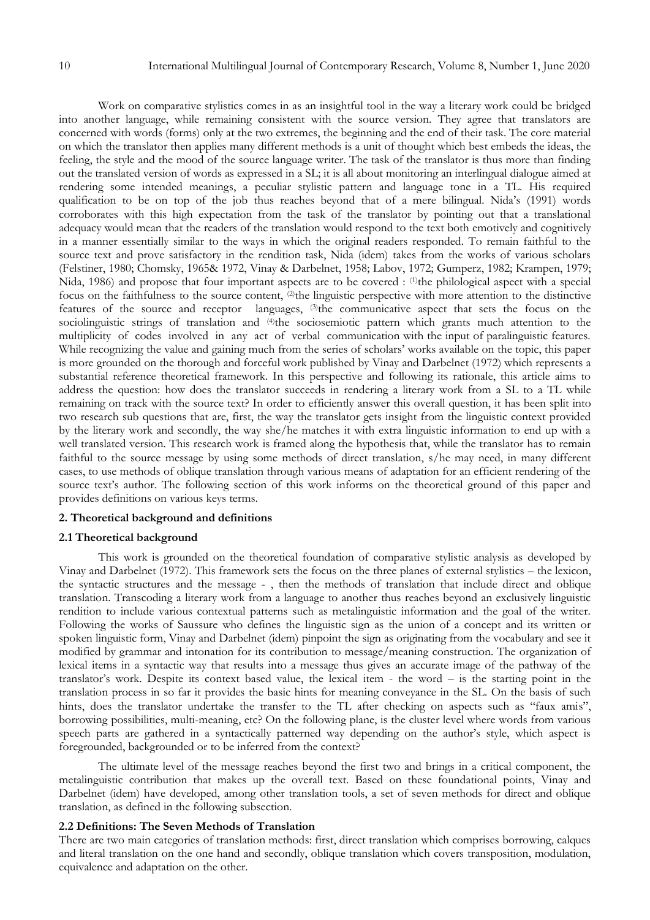Work on comparative stylistics comes in as an insightful tool in the way a literary work could be bridged into another language, while remaining consistent with the source version. They agree that translators are concerned with words (forms) only at the two extremes, the beginning and the end of their task. The core material on which the translator then applies many different methods is a unit of thought which best embeds the ideas, the feeling, the style and the mood of the source language writer. The task of the translator is thus more than finding out the translated version of words as expressed in a SL; it is all about monitoring an interlingual dialogue aimed at rendering some intended meanings, a peculiar stylistic pattern and language tone in a TL. His required qualification to be on top of the job thus reaches beyond that of a mere bilingual. Nida's (1991) words corroborates with this high expectation from the task of the translator by pointing out that a translational adequacy would mean that the readers of the translation would respond to the text both emotively and cognitively in a manner essentially similar to the ways in which the original readers responded. To remain faithful to the source text and prove satisfactory in the rendition task, Nida (idem) takes from the works of various scholars (Felstiner, 1980; Chomsky, 1965& 1972, Vinay & Darbelnet, 1958; Labov, 1972; Gumperz, 1982; Krampen, 1979; Nida, 1986) and propose that four important aspects are to be covered : (1)the philological aspect with a special focus on the faithfulness to the source content, (2)the linguistic perspective with more attention to the distinctive features of the source and receptor languages, (3)the communicative aspect that sets the focus on the sociolinguistic strings of translation and (4)the sociosemiotic pattern which grants much attention to the multiplicity of codes involved in any act of verbal communication with the input of paralinguistic features. While recognizing the value and gaining much from the series of scholars' works available on the topic, this paper is more grounded on the thorough and forceful work published by Vinay and Darbelnet (1972) which represents a substantial reference theoretical framework. In this perspective and following its rationale, this article aims to address the question: how does the translator succeeds in rendering a literary work from a SL to a TL while remaining on track with the source text? In order to efficiently answer this overall question, it has been split into two research sub questions that are, first, the way the translator gets insight from the linguistic context provided by the literary work and secondly, the way she/he matches it with extra linguistic information to end up with a well translated version. This research work is framed along the hypothesis that, while the translator has to remain faithful to the source message by using some methods of direct translation, s/he may need, in many different cases, to use methods of oblique translation through various means of adaptation for an efficient rendering of the source text's author. The following section of this work informs on the theoretical ground of this paper and provides definitions on various keys terms.

## 2. Theoretical background and definitions

### 2.1 Theoretical background

This work is grounded on the theoretical foundation of comparative stylistic analysis as developed by Vinay and Darbelnet (1972). This framework sets the focus on the three planes of external stylistics – the lexicon, the syntactic structures and the message - , then the methods of translation that include direct and oblique translation. Transcoding a literary work from a language to another thus reaches beyond an exclusively linguistic rendition to include various contextual patterns such as metalinguistic information and the goal of the writer. Following the works of Saussure who defines the linguistic sign as the union of a concept and its written or spoken linguistic form, Vinay and Darbelnet (idem) pinpoint the sign as originating from the vocabulary and see it modified by grammar and intonation for its contribution to message/meaning construction. The organization of lexical items in a syntactic way that results into a message thus gives an accurate image of the pathway of the translator's work. Despite its context based value, the lexical item - the word – is the starting point in the translation process in so far it provides the basic hints for meaning conveyance in the SL. On the basis of such hints, does the translator undertake the transfer to the TL after checking on aspects such as "faux amis", borrowing possibilities, multi-meaning, etc? On the following plane, is the cluster level where words from various speech parts are gathered in a syntactically patterned way depending on the author's style, which aspect is foregrounded, backgrounded or to be inferred from the context?

The ultimate level of the message reaches beyond the first two and brings in a critical component, the metalinguistic contribution that makes up the overall text. Based on these foundational points, Vinay and Darbelnet (idem) have developed, among other translation tools, a set of seven methods for direct and oblique translation, as defined in the following subsection.

### 2.2 Definitions: The Seven Methods of Translation

There are two main categories of translation methods: first, direct translation which comprises borrowing, calques and literal translation on the one hand and secondly, oblique translation which covers transposition, modulation, equivalence and adaptation on the other.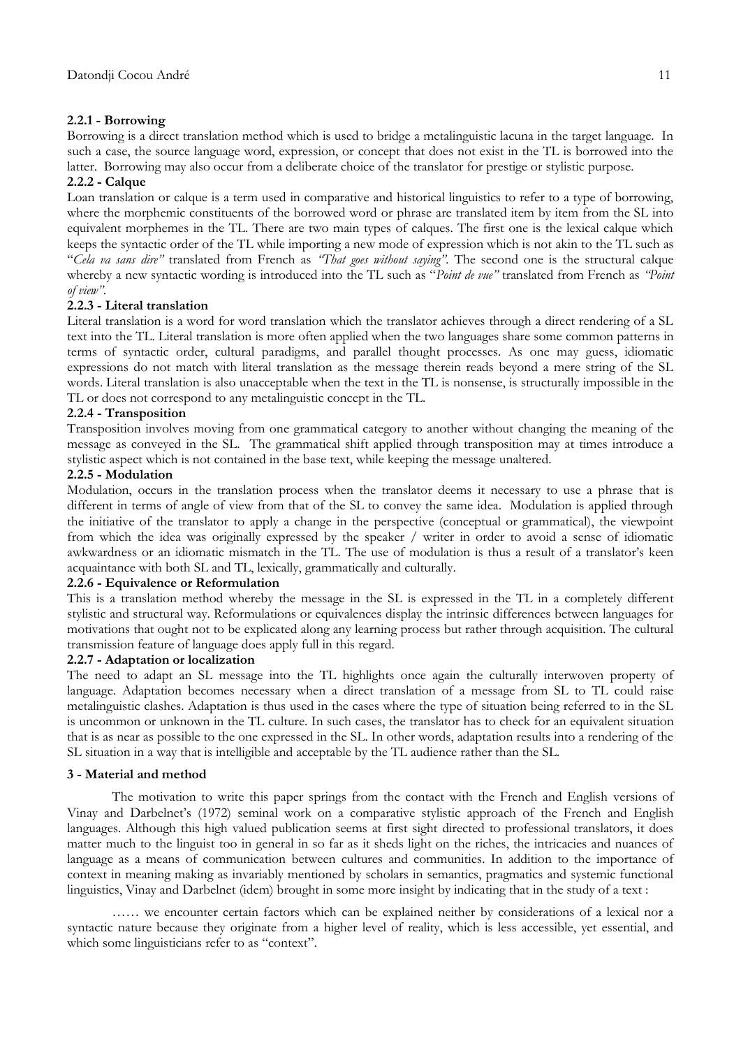### 2.2.1 - Borrowing

Borrowing is a direct translation method which is used to bridge a metalinguistic lacuna in the target language. In such a case, the source language word, expression, or concept that does not exist in the TL is borrowed into the latter. Borrowing may also occur from a deliberate choice of the translator for prestige or stylistic purpose.

### 2.2.2 - Calque

Loan translation or calque is a term used in comparative and historical linguistics to refer to a type of borrowing, where the morphemic constituents of the borrowed word or phrase are translated item by item from the SL into equivalent morphemes in the TL. There are two main types of calques. The first one is the lexical calque which keeps the syntactic order of the TL while importing a new mode of expression which is not akin to the TL such as "*Cela va sans dire"* translated from French as *"That goes without saying"*. The second one is the structural calque whereby a new syntactic wording is introduced into the TL such as "*Point de vue"* translated from French as *"Point of view"*.

### 2.2.3 - Literal translation

Literal translation is a word for word translation which the translator achieves through a direct rendering of a SL text into the TL. Literal translation is more often applied when the two languages share some common patterns in terms of syntactic order, cultural paradigms, and parallel thought processes. As one may guess, idiomatic expressions do not match with literal translation as the message therein reads beyond a mere string of the SL words. Literal translation is also unacceptable when the text in the TL is nonsense, is structurally impossible in the TL or does not correspond to any metalinguistic concept in the TL.

### 2.2.4 - Transposition

Transposition involves moving from one grammatical category to another without changing the meaning of the message as conveyed in the SL. The grammatical shift applied through transposition may at times introduce a stylistic aspect which is not contained in the base text, while keeping the message unaltered.

### 2.2.5 - Modulation

Modulation, occurs in the translation process when the translator deems it necessary to use a phrase that is different in terms of angle of view from that of the SL to convey the same idea. Modulation is applied through the initiative of the translator to apply a change in the perspective (conceptual or grammatical), the viewpoint from which the idea was originally expressed by the speaker / writer in order to avoid a sense of idiomatic awkwardness or an idiomatic mismatch in the TL. The use of modulation is thus a result of a translator's keen acquaintance with both SL and TL, lexically, grammatically and culturally.

### 2.2.6 - Equivalence or Reformulation

This is a translation method whereby the message in the SL is expressed in the TL in a completely different stylistic and structural way. Reformulations or equivalences display the intrinsic differences between languages for motivations that ought not to be explicated along any learning process but rather through acquisition. The cultural transmission feature of language does apply full in this regard.

### 2.2.7 - Adaptation or localization

The need to adapt an SL message into the TL highlights once again the culturally interwoven property of language. Adaptation becomes necessary when a direct translation of a message from SL to TL could raise metalinguistic clashes. Adaptation is thus used in the cases where the type of situation being referred to in the SL is uncommon or unknown in the TL culture. In such cases, the translator has to check for an equivalent situation that is as near as possible to the one expressed in the SL. In other words, adaptation results into a rendering of the SL situation in a way that is intelligible and acceptable by the TL audience rather than the SL.

## 3 - Material and method

The motivation to write this paper springs from the contact with the French and English versions of Vinay and Darbelnet's (1972) seminal work on a comparative stylistic approach of the French and English languages. Although this high valued publication seems at first sight directed to professional translators, it does matter much to the linguist too in general in so far as it sheds light on the riches, the intricacies and nuances of language as a means of communication between cultures and communities. In addition to the importance of context in meaning making as invariably mentioned by scholars in semantics, pragmatics and systemic functional linguistics, Vinay and Darbelnet (idem) brought in some more insight by indicating that in the study of a text :

…… we encounter certain factors which can be explained neither by considerations of a lexical nor a syntactic nature because they originate from a higher level of reality, which is less accessible, yet essential, and which some linguisticians refer to as "context".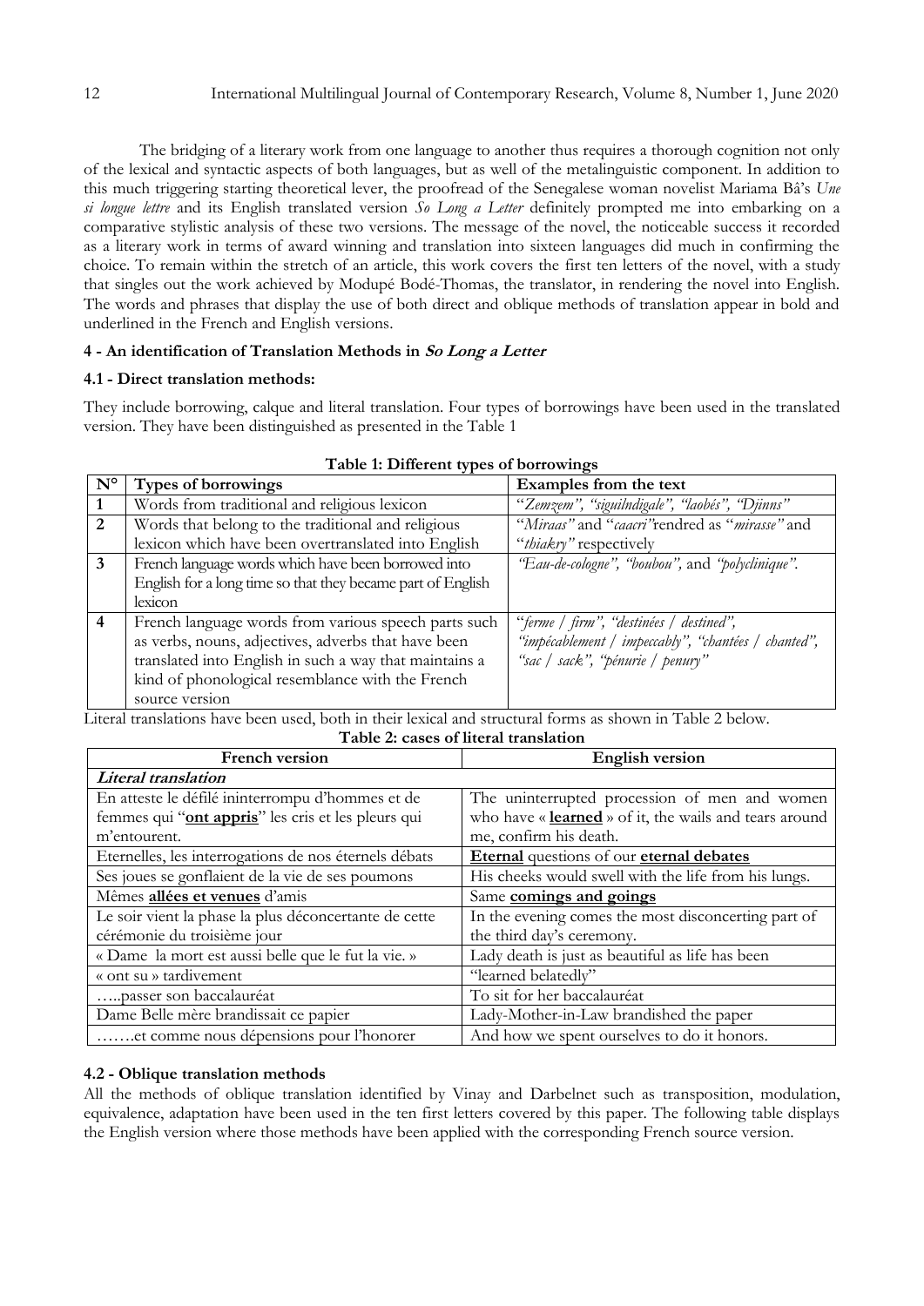The bridging of a literary work from one language to another thus requires a thorough cognition not only of the lexical and syntactic aspects of both languages, but as well of the metalinguistic component. In addition to this much triggering starting theoretical lever, the proofread of the Senegalese woman novelist Mariama Bâ's *Une si longue lettre* and its English translated version *So Long a Letter* definitely prompted me into embarking on a comparative stylistic analysis of these two versions. The message of the novel, the noticeable success it recorded as a literary work in terms of award winning and translation into sixteen languages did much in confirming the choice. To remain within the stretch of an article, this work covers the first ten letters of the novel, with a study that singles out the work achieved by Modupé Bodé-Thomas, the translator, in rendering the novel into English. The words and phrases that display the use of both direct and oblique methods of translation appear in bold and underlined in the French and English versions.

### 4 - An identification of Translation Methods in *So Long a Letter*

#### 4.1 - Direct translation methods:

They include borrowing, calque and literal translation. Four types of borrowings have been used in the translated version. They have been distinguished as presented in the Table 1

**Table 1: Different types of borrowings**

| N° | Types of borrowings | Examples from the text |
|---|---|---|
| 1 | Words from traditional and religious lexicon | *"Zemzem", "siguilndigale", "laobés", "Djinns"* |
| 2 | Words that belong to the traditional and religious lexicon which have been overtranslated into English | "*Miraas"* and "*caacri"* rendred as "*mirasse"* and "*thiakry"* respectively |
| 3 | French language words which have been borrowed into English for a long time so that they became part of English lexicon | *"Eau-de-cologne", "boubou",* and *"polyclinique".* |
| 4 | French language words from various speech parts such as verbs, nouns, adjectives, adverbs that have been translated into English in such a way that maintains a kind of phonological resemblance with the French source version | *"ferme / firm", "destinées / destined", "impécablement / impeccably", "chantées / chanted", "sac / sack", "pénurie / penury"* |

Literal translations have been used, both in their lexical and structural forms as shown in Table 2 below.

**Table 2: cases of literal translation**

| French version | English version |
|---|---|
| ***Literal translation*** | |
| En atteste le défilé ininterrompu d'hommes et de femmes qui "**<u>ont appris</u>**" les cris et les pleurs qui m'entourent. | The uninterrupted procession of men and women who have « **<u>learned</u>** » of it, the wails and tears around me, confirm his death. |
| Eternelles, les interrogations de nos éternels débats | **<u>Eternal</u>** questions of our **<u>eternal debates</u>** |
| Ses joues se gonflaient de la vie de ses poumons | His cheeks would swell with the life from his lungs. |
| Mêmes **<u>allées et venues</u>** d'amis | Same **<u>comings and goings</u>** |
| Le soir vient la phase la plus déconcertante de cette cérémonie du troisième jour | In the evening comes the most disconcerting part of the third day's ceremony. |
| « Dame la mort est aussi belle que le fut la vie. » | Lady death is just as beautiful as life has been |
| « ont su » tardivement | "learned belatedly" |
| …..passer son baccalauréat | To sit for her baccalauréat |
| Dame Belle mère brandissait ce papier | Lady-Mother-in-Law brandished the paper |
| …….et comme nous dépensions pour l'honorer | And how we spent ourselves to do it honors. |

#### 4.2 - Oblique translation methods

All the methods of oblique translation identified by Vinay and Darbelnet such as transposition, modulation, equivalence, adaptation have been used in the ten first letters covered by this paper. The following table displays the English version where those methods have been applied with the corresponding French source version.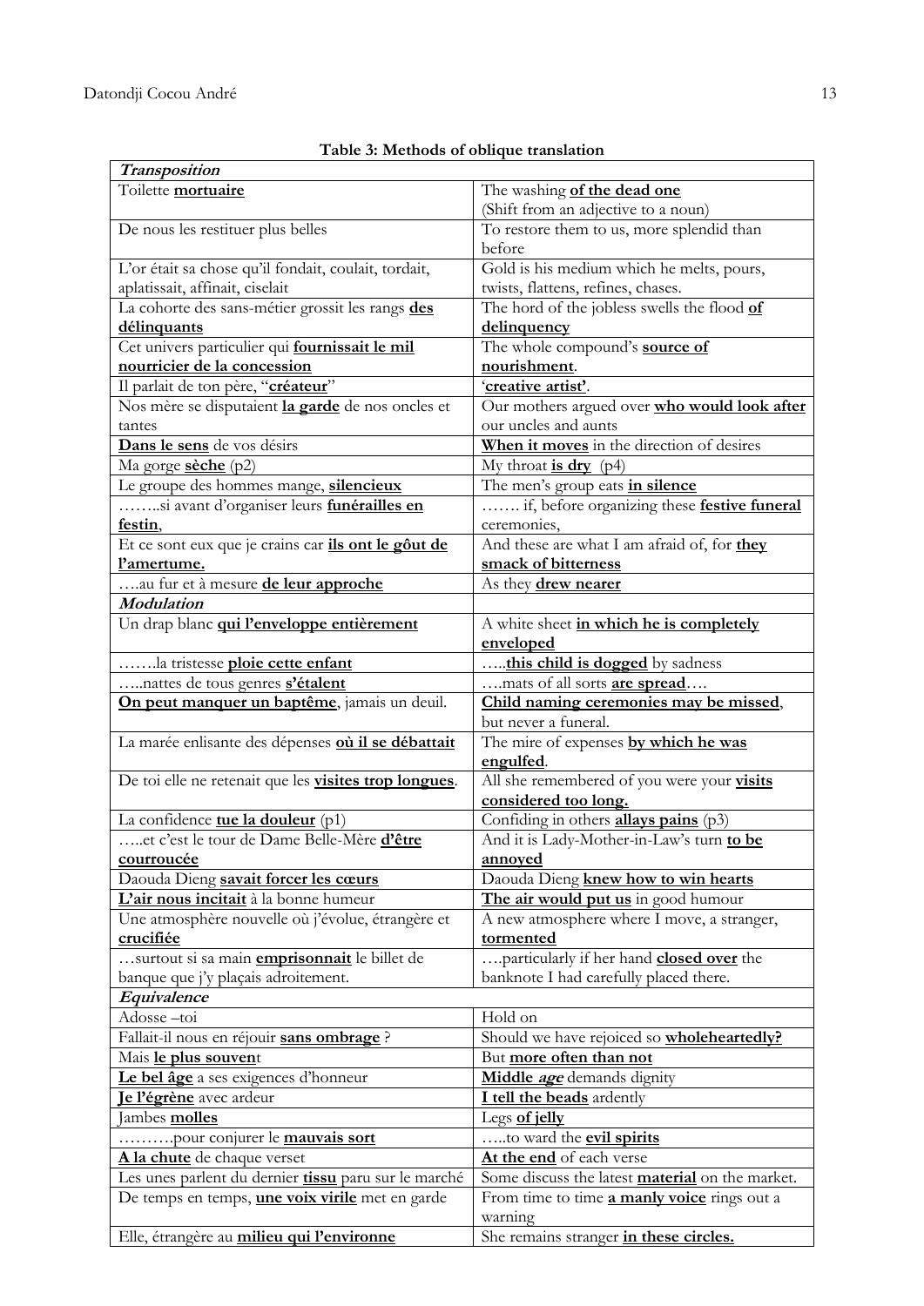**Table 3: Methods of oblique translation**

| ***Transposition*** | |
|---|---|
| Toilette **mortuaire** | The washing **of the dead one** (Shift from an adjective to a noun) |
| De nous les restituer plus belles | To restore them to us, more splendid than before |
| L'or était sa chose qu'il fondait, coulait, tordait, aplatissait, affinait, ciselait | Gold is his medium which he melts, pours, twists, flattens, refines, chases. |
| La cohorte des sans-métier grossit les rangs **des délinquants** | The hord of the jobless swells the flood **of delinquency** |
| Cet univers particulier qui **fournissait le mil nourricier de la concession** | The whole compound's **source of nourishment**. |
| Il parlait de ton père, "**créateur**" | '**creative artist'**. |
| Nos mère se disputaient **la garde** de nos oncles et tantes | Our mothers argued over **who would look after** our uncles and aunts |
| **Dans le sens** de vos désirs | **When it moves** in the direction of desires |
| Ma gorge **sèche** (p2) | My throat **is dry** (p4) |
| Le groupe des hommes mange, **silencieux** | The men's group eats **in silence** |
| ……..si avant d'organiser leurs **funérailles en festin**, | ……. if, before organizing these **festive funeral** ceremonies, |
| Et ce sont eux que je crains car **ils ont le gôut de l'amertume.** | And these are what I am afraid of, for **they smack of bitterness** |
| ….au fur et à mesure **de leur approche** | As they **drew nearer** |
| ***Modulation*** | |
| Un drap blanc **qui l'enveloppe entièrement** | A white sheet **in which he is completely enveloped** |
| …….la tristesse **ploie cette enfant** | …..**this child is dogged** by sadness |
| …..nattes de tous genres **s'étalent** | ….mats of all sorts **are spread**…. |
| **On peut manquer un baptême**, jamais un deuil. | **Child naming ceremonies may be missed**, but never a funeral. |
| La marée enlisante des dépenses **où il se débattait** | The mire of expenses **by which he was engulfed**. |
| De toi elle ne retenait que les **visites trop longues**. | All she remembered of you were your **visits considered too long.** |
| La confidence **tue la douleur** (p1) | Confiding in others **allays pains** (p3) |
| …..et c'est le tour de Dame Belle-Mère **d'être courroucée** | And it is Lady-Mother-in-Law's turn **to be annoyed** |
| Daouda Dieng **savait forcer les cœurs** | Daouda Dieng **knew how to win hearts** |
| **L'air nous incitait** à la bonne humeur | **The air would put us** in good humour |
| Une atmosphère nouvelle où j'évolue, étrangère et **crucifiée** | A new atmosphere where I move, a stranger, **tormented** |
| …surtout si sa main **emprisonnait** le billet de banque que j'y plaçais adroitement. | ….particularly if her hand **closed over** the banknote I had carefully placed there. |
| ***Equivalence*** | |
| Adosse –toi | Hold on |
| Fallait-il nous en réjouir **sans ombrage** ? | Should we have rejoiced so **wholeheartedly?** |
| Mais **le plus souven**t | But **more often than not** |
| **Le bel âge** a ses exigences d'honneur | **Middle *age*** demands dignity |
| **Je l'égrène** avec ardeur | **I tell the beads** ardently |
| Jambes **molles** | Legs **of jelly** |
| ……….pour conjurer le **mauvais sort** | …..to ward the **evil spirits** |
| **A la chute** de chaque verset | **At the end** of each verse |
| Les unes parlent du dernier **tissu** paru sur le marché | Some discuss the latest **material** on the market. |
| De temps en temps, **une voix virile** met en garde | From time to time **a manly voice** rings out a warning |
| Elle, étrangère au **milieu qui l'environne** | She remains stranger **in these circles.** |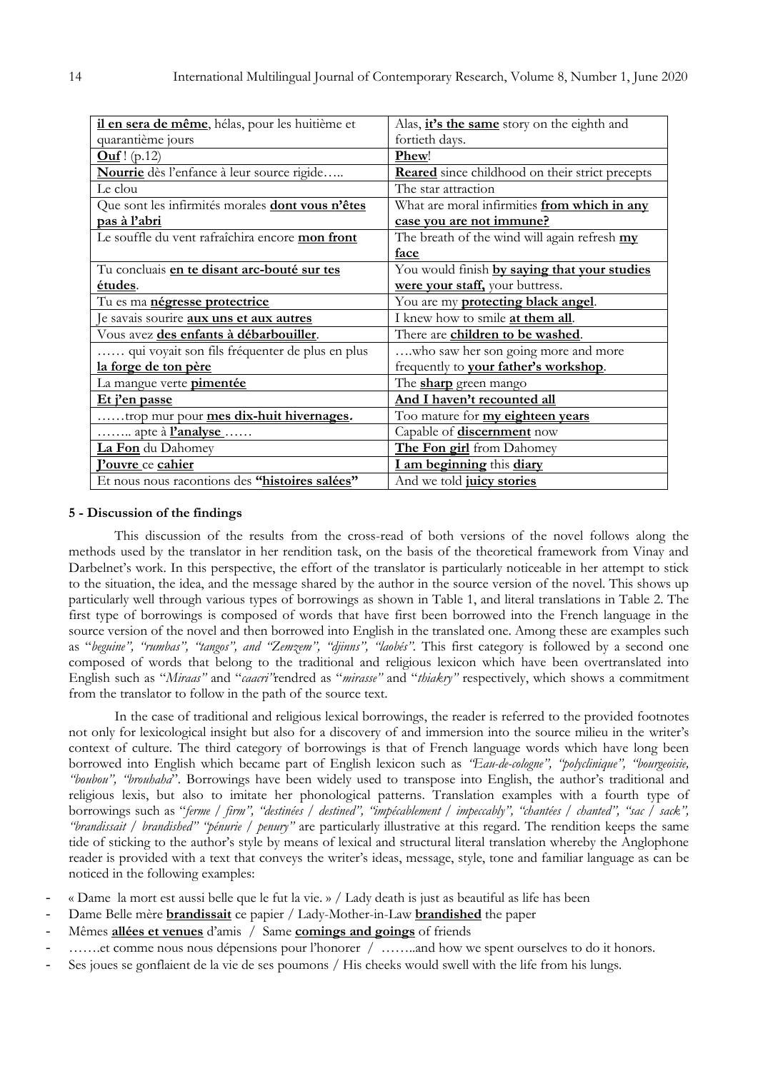| **il en sera de même**, hélas, pour les huitième et quarantième jours | Alas, **it's the same** story on the eighth and fortieth days. |
|---|---|
| **Ouf** ! (p.12) | **Phew**! |
| **Nourrie** dès l'enfance à leur source rigide….. | **Reared** since childhood on their strict precepts |
| Le clou | The star attraction |
| Que sont les infirmités morales **dont vous n'êtes pas à l'abri** | What are moral infirmities **from which in any case you are not immune?** |
| Le souffle du vent rafraîchira encore **mon front** | The breath of the wind will again refresh **my face** |
| Tu concluais **en te disant arc-bouté sur tes études**. | You would finish **by saying that your studies were your staff,** your buttress. |
| Tu es ma **négresse protectrice** | You are my **protecting black angel**. |
| Je savais sourire **aux uns et aux autres** | I knew how to smile **at them all**. |
| Vous avez **des enfants à débarbouiller**. | There are **children to be washed**. |
| …… qui voyait son fils fréquenter de plus en plus **la forge de ton père** | ….who saw her son going more and more frequently to **your father's workshop**. |
| La mangue verte **pimentée** | The **sharp** green mango |
| **Et j'en passe** | **And I haven't recounted all** |
| ……trop mur pour **mes dix-huit hivernages.** | Too mature for **my eighteen years** |
| …….. apte à **l'analyse** …… | Capable of **discernment** now |
| **La Fon** du Dahomey | **The Fon girl** from Dahomey |
| **J'ouvre** ce **cahier** | **I am beginning** this **diary** |
| Et nous nous racontions des **"histoires salées"** | And we told **juicy stories** |

### 5 - Discussion of the findings

This discussion of the results from the cross-read of both versions of the novel follows along the methods used by the translator in her rendition task, on the basis of the theoretical framework from Vinay and Darbelnet's work. In this perspective, the effort of the translator is particularly noticeable in her attempt to stick to the situation, the idea, and the message shared by the author in the source version of the novel. This shows up particularly well through various types of borrowings as shown in Table 1, and literal translations in Table 2. The first type of borrowings is composed of words that have first been borrowed into the French language in the source version of the novel and then borrowed into English in the translated one. Among these are examples such as "*beguine", "rumbas", "tangos", and "Zemzem", "djinns", "laobés"*. This first category is followed by a second one composed of words that belong to the traditional and religious lexicon which have been overtranslated into English such as "*Miraas"* and "*caacri"*rendred as "*mirasse"* and "*thiakry"* respectively, which shows a commitment from the translator to follow in the path of the source text.

In the case of traditional and religious lexical borrowings, the reader is referred to the provided footnotes not only for lexicological insight but also for a discovery of and immersion into the source milieu in the writer's context of culture. The third category of borrowings is that of French language words which have long been borrowed into English which became part of English lexicon such as *"Eau-de-cologne", "polyclinique", "bourgeoisie, "boubou", "brouhaha*". Borrowings have been widely used to transpose into English, the author's traditional and religious lexis, but also to imitate her phonological patterns. Translation examples with a fourth type of borrowings such as "*ferme / firm", "destinées / destined", "impécablement / impeccably", "chantées / chanted", "sac / sack", "brandissait / brandished" "pénurie / penury"* are particularly illustrative at this regard. The rendition keeps the same tide of sticking to the author's style by means of lexical and structural literal translation whereby the Anglophone reader is provided with a text that conveys the writer's ideas, message, style, tone and familiar language as can be noticed in the following examples:

- « Dame la mort est aussi belle que le fut la vie. » / Lady death is just as beautiful as life has been
- Dame Belle mère **brandissait** ce papier / Lady-Mother-in-Law **brandished** the paper
- Mêmes **allées et venues** d'amis / Same **comings and goings** of friends
- …….et comme nous nous dépensions pour l'honorer / ……..and how we spent ourselves to do it honors.
- Ses joues se gonflaient de la vie de ses poumons / His cheeks would swell with the life from his lungs.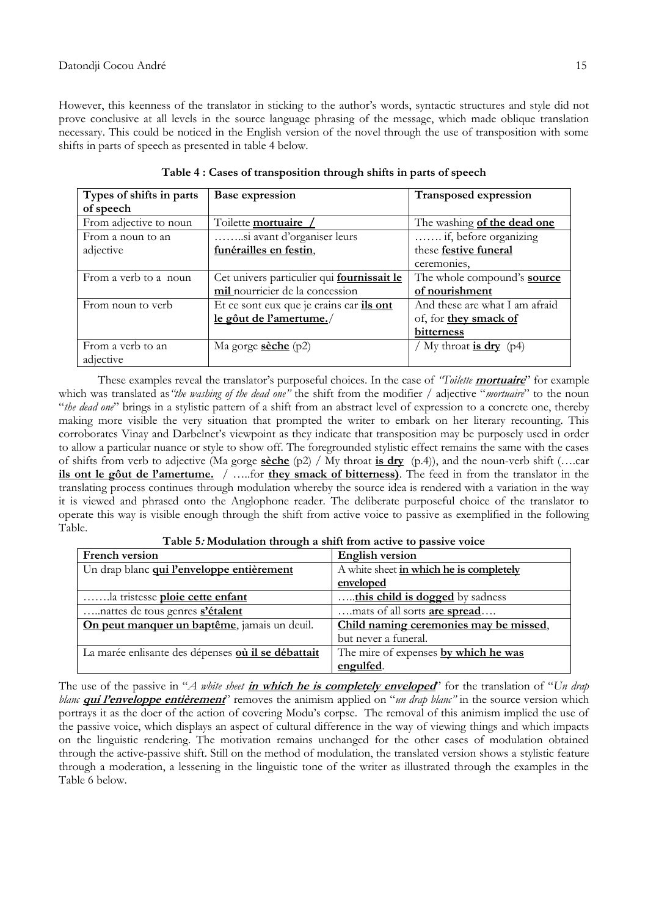However, this keenness of the translator in sticking to the author's words, syntactic structures and style did not prove conclusive at all levels in the source language phrasing of the message, which made oblique translation necessary. This could be noticed in the English version of the novel through the use of transposition with some shifts in parts of speech as presented in table 4 below.

**Table 4 : Cases of transposition through shifts in parts of speech**

| Types of shifts in parts of speech | Base expression | Transposed expression |
|---|---|---|
| From adjective to noun | Toilette **mortuaire** / | The washing **of the dead one** |
| From a noun to an adjective | ……..si avant d'organiser leurs **funérailles en festin**, | ……. if, before organizing these **festive funeral** ceremonies, |
| From a verb to a noun | Cet univers particulier qui **fournissait le mil** nourricier de la concession | The whole compound's **source of nourishment** |
| From noun to verb | Et ce sont eux que je crains car **ils ont le gôut de l'amertume.**/ | And these are what I am afraid of, for **they smack of bitterness** |
| From a verb to an adjective | Ma gorge **sèche** (p2) | / My throat **is dry** (p4) |

These examples reveal the translator's purposeful choices. In the case of *"Toilette* ***mortuaire****"* for example which was translated as *"the washing of the dead one"* the shift from the modifier / adjective "*mortuaire*" to the noun "*the dead one*" brings in a stylistic pattern of a shift from an abstract level of expression to a concrete one, thereby making more visible the very situation that prompted the writer to embark on her literary recounting. This corroborates Vinay and Darbelnet's viewpoint as they indicate that transposition may be purposely used in order to allow a particular nuance or style to show off. The foregrounded stylistic effect remains the same with the cases of shifts from verb to adjective (Ma gorge **sèche** (p2) / My throat **is dry** (p.4)), and the noun-verb shift (….car **ils ont le gôut de l'amertume.** / …..for **they smack of bitterness)**. The feed in from the translator in the translating process continues through modulation whereby the source idea is rendered with a variation in the way it is viewed and phrased onto the Anglophone reader. The deliberate purposeful choice of the translator to operate this way is visible enough through the shift from active voice to passive as exemplified in the following Table.

**Table 5*:* Modulation through a shift from active to passive voice**

| French version | English version |
|---|---|
| Un drap blanc **qui l'enveloppe entièrement** | A white sheet **in which he is completely enveloped** |
| …….la tristesse **ploie cette enfant** | …..**this child is dogged** by sadness |
| …..nattes de tous genres **s'étalent** | ….mats of all sorts **are spread**…. |
| **On peut manquer un baptême**, jamais un deuil. | **Child naming ceremonies may be missed**, but never a funeral. |
| La marée enlisante des dépenses **où il se débattait** | The mire of expenses **by which he was engulfed**. |

The use of the passive in "*A white sheet* ***in which he is completely enveloped****"* for the translation of "*Un drap blanc* ***qui l'enveloppe entièrement****"* removes the animism applied on "*un drap blanc"* in the source version which portrays it as the doer of the action of covering Modu's corpse. The removal of this animism implied the use of the passive voice, which displays an aspect of cultural difference in the way of viewing things and which impacts on the linguistic rendering. The motivation remains unchanged for the other cases of modulation obtained through the active-passive shift. Still on the method of modulation, the translated version shows a stylistic feature through a moderation, a lessening in the linguistic tone of the writer as illustrated through the examples in the Table 6 below.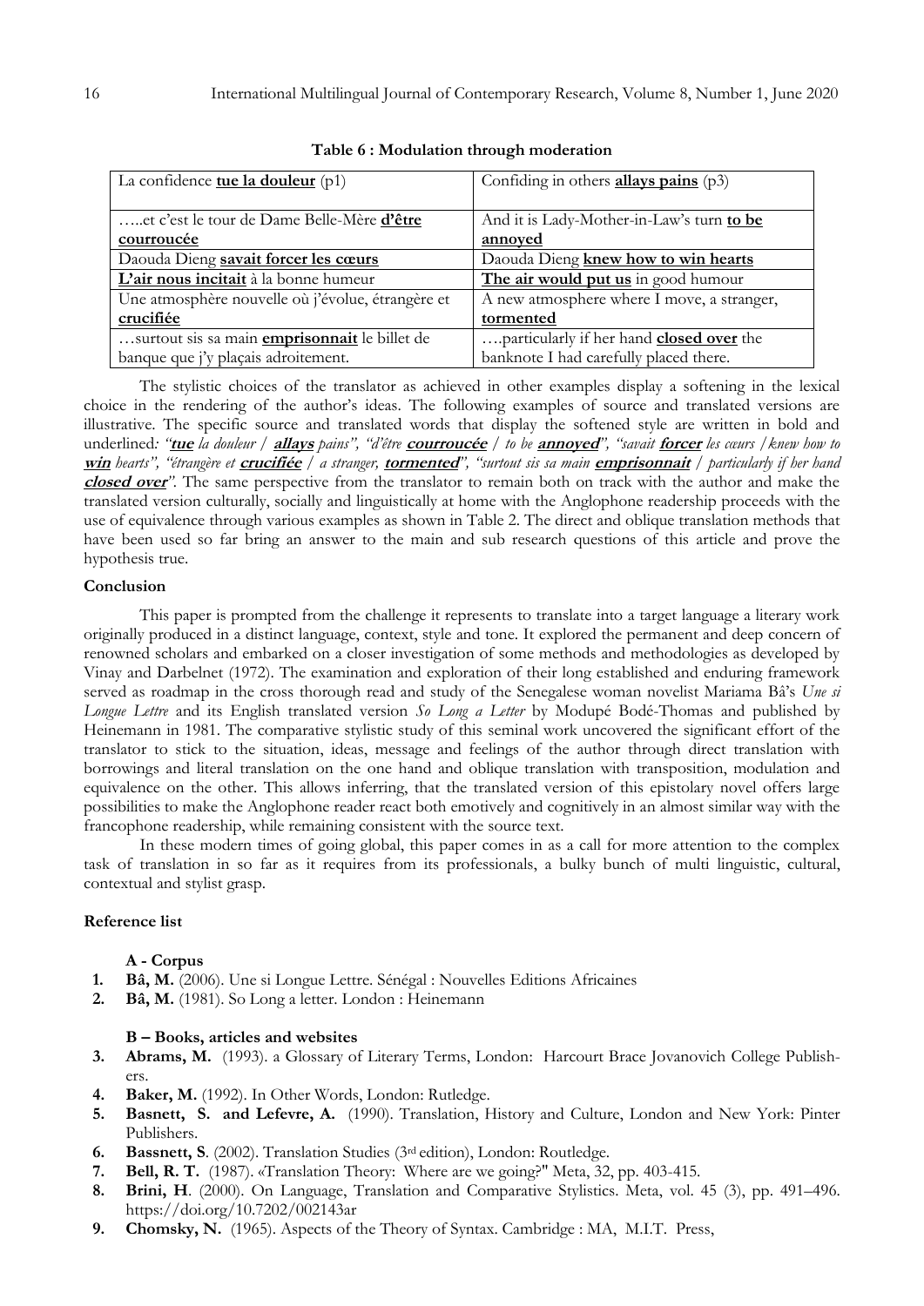**Table 6 : Modulation through moderation**

| | |
|---|---|
| La confidence **tue la douleur** (p1) | Confiding in others **allays pains** (p3) |
| …..et c'est le tour de Dame Belle-Mère **d'être courroucée** | And it is Lady-Mother-in-Law's turn **to be annoyed** |
| Daouda Dieng **savait forcer les cœurs** | Daouda Dieng **knew how to win hearts** |
| **L'air nous incitait** à la bonne humeur | **The air would put us** in good humour |
| Une atmosphère nouvelle où j'évolue, étrangère et **crucifiée** | A new atmosphere where I move, a stranger, **tormented** |
| …surtout sis sa main **emprisonnait** le billet de banque que j'y plaçais adroitement. | ….particularly if her hand **closed over** the banknote I had carefully placed there. |

The stylistic choices of the translator as achieved in other examples display a softening in the lexical choice in the rendering of the author's ideas. The following examples of source and translated versions are illustrative. The specific source and translated words that display the softened style are written in bold and underlined*: "**tue** la douleur / **allays** pains", "d'être **courroucée** / to be **annoyed**", "savait **forcer** les cœurs /knew how to **win** hearts", "étrangère et **crucifiée** / a stranger, **tormented**", "surtout sis sa main **emprisonnait** / particularly if her hand **closed over**".* The same perspective from the translator to remain both on track with the author and make the translated version culturally, socially and linguistically at home with the Anglophone readership proceeds with the use of equivalence through various examples as shown in Table 2. The direct and oblique translation methods that have been used so far bring an answer to the main and sub research questions of this article and prove the hypothesis true.

## Conclusion

This paper is prompted from the challenge it represents to translate into a target language a literary work originally produced in a distinct language, context, style and tone. It explored the permanent and deep concern of renowned scholars and embarked on a closer investigation of some methods and methodologies as developed by Vinay and Darbelnet (1972). The examination and exploration of their long established and enduring framework served as roadmap in the cross thorough read and study of the Senegalese woman novelist Mariama Bâ's *Une si Longue Lettre* and its English translated version *So Long a Letter* by Modupé Bodé-Thomas and published by Heinemann in 1981. The comparative stylistic study of this seminal work uncovered the significant effort of the translator to stick to the situation, ideas, message and feelings of the author through direct translation with borrowings and literal translation on the one hand and oblique translation with transposition, modulation and equivalence on the other. This allows inferring, that the translated version of this epistolary novel offers large possibilities to make the Anglophone reader react both emotively and cognitively in an almost similar way with the francophone readership, while remaining consistent with the source text.

In these modern times of going global, this paper comes in as a call for more attention to the complex task of translation in so far as it requires from its professionals, a bulky bunch of multi linguistic, cultural, contextual and stylist grasp.

## Reference list

**A - Corpus**

1. **Bâ, M.** (2006). Une si Longue Lettre. Sénégal : Nouvelles Editions Africaines
2. **Bâ, M.** (1981). So Long a letter. London : Heinemann

**B – Books, articles and websites**

3. **Abrams, M.** (1993). a Glossary of Literary Terms, London: Harcourt Brace Jovanovich College Publishers.
4. **Baker, M.** (1992). In Other Words, London: Rutledge.
5. **Basnett, S. and Lefevre, A.** (1990). Translation, History and Culture, London and New York: Pinter Publishers.
6. **Bassnett, S**. (2002). Translation Studies (3rd edition), London: Routledge.
7. **Bell, R. T.** (1987). «Translation Theory: Where are we going?" Meta, 32, pp. 403-415.
8. **Brini, H**. (2000). On Language, Translation and Comparative Stylistics. Meta, vol. 45 (3), pp. 491–496. https://doi.org/10.7202/002143ar
9. **Chomsky, N.** (1965). Aspects of the Theory of Syntax. Cambridge : MA, M.I.T. Press,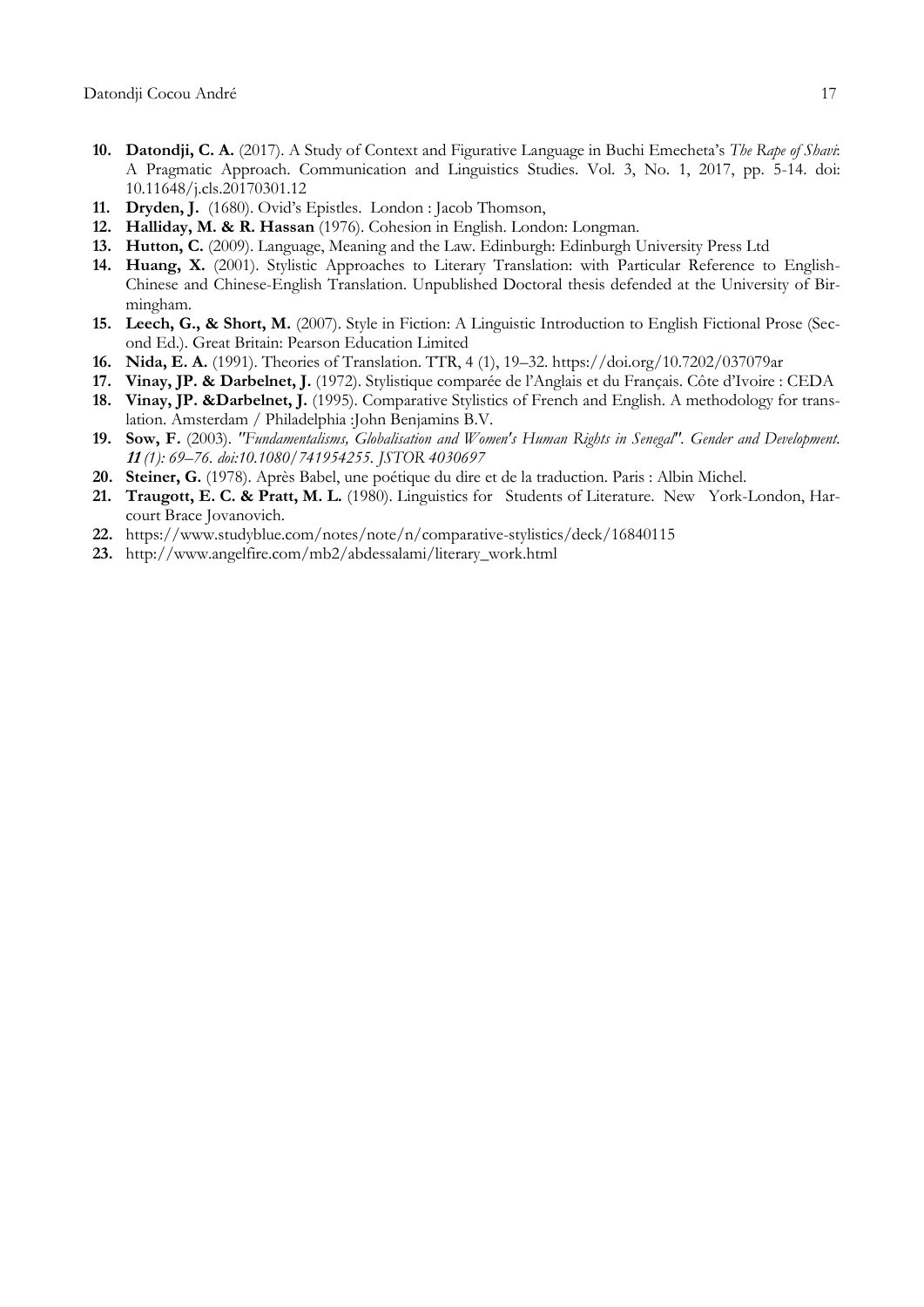10. **Datondji, C. A.** (2017). A Study of Context and Figurative Language in Buchi Emecheta's *The Rape of Shavi*: A Pragmatic Approach. Communication and Linguistics Studies. Vol. 3, No. 1, 2017, pp. 5-14. doi: 10.11648/j.cls.20170301.12
11. **Dryden, J.** (1680). Ovid's Epistles. London : Jacob Thomson,
12. **Halliday, M. & R. Hassan** (1976). Cohesion in English. London: Longman.
13. **Hutton, C.** (2009). Language, Meaning and the Law. Edinburgh: Edinburgh University Press Ltd
14. **Huang, X.** (2001). Stylistic Approaches to Literary Translation: with Particular Reference to English-Chinese and Chinese-English Translation. Unpublished Doctoral thesis defended at the University of Birmingham.
15. **Leech, G., & Short, M.** (2007). Style in Fiction: A Linguistic Introduction to English Fictional Prose (Second Ed.). Great Britain: Pearson Education Limited
16. **Nida, E. A.** (1991). Theories of Translation. TTR, 4 (1), 19–32. https://doi.org/10.7202/037079ar
17. **Vinay, JP. & Darbelnet, J.** (1972). Stylistique comparée de l'Anglais et du Français. Côte d'Ivoire : CEDA
18. **Vinay, JP. &Darbelnet, J.** (1995). Comparative Stylistics of French and English. A methodology for translation. Amsterdam / Philadelphia :John Benjamins B.V.
19. **Sow, F.** (2003). *"Fundamentalisms, Globalisation and Women's Human Rights in Senegal". Gender and Development.* ***11*** *(1): 69–76. doi:10.1080/741954255. JSTOR 4030697*
20. **Steiner, G.** (1978). Après Babel, une poétique du dire et de la traduction. Paris : Albin Michel.
21. **Traugott, E. C. & Pratt, M. L.** (1980). Linguistics for Students of Literature. New York-London, Harcourt Brace Jovanovich.
22. https://www.studyblue.com/notes/note/n/comparative-stylistics/deck/16840115
23. http://www.angelfire.com/mb2/abdessalami/literary_work.html